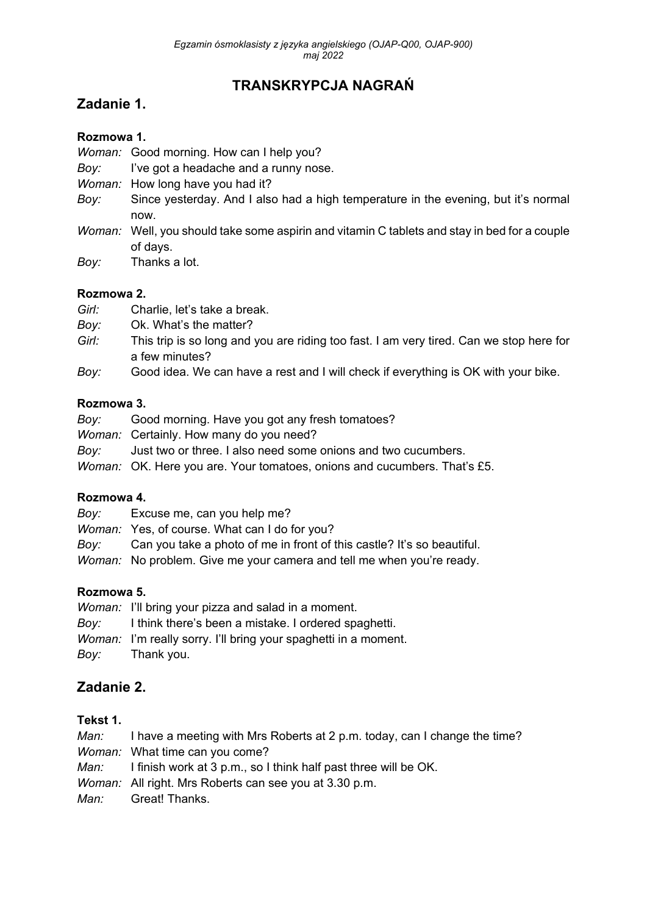# TRANSKRYPCJA NAGRAŃ

## Zadanie 1.

### Rozmowa 1.

*Woman:* Good morning. How can I help you?
*Boy:* I've got a headache and a runny nose.
*Woman:* How long have you had it?
*Boy:* Since yesterday. And I also had a high temperature in the evening, but it's normal now.
*Woman:* Well, you should take some aspirin and vitamin C tablets and stay in bed for a couple of days.
*Boy:* Thanks a lot.

### Rozmowa 2.

*Girl:* Charlie, let's take a break.
*Boy:* Ok. What's the matter?
*Girl:* This trip is so long and you are riding too fast. I am very tired. Can we stop here for a few minutes?
*Boy:* Good idea. We can have a rest and I will check if everything is OK with your bike.

### Rozmowa 3.

*Boy:* Good morning. Have you got any fresh tomatoes?
*Woman:* Certainly. How many do you need?
*Boy:* Just two or three. I also need some onions and two cucumbers.
*Woman:* OK. Here you are. Your tomatoes, onions and cucumbers. That's £5.

### Rozmowa 4.

*Boy:* Excuse me, can you help me?
*Woman:* Yes, of course. What can I do for you?
*Boy:* Can you take a photo of me in front of this castle? It's so beautiful.
*Woman:* No problem. Give me your camera and tell me when you're ready.

### Rozmowa 5.

*Woman:* I'll bring your pizza and salad in a moment.
*Boy:* I think there's been a mistake. I ordered spaghetti.
*Woman:* I'm really sorry. I'll bring your spaghetti in a moment.
*Boy:* Thank you.

## Zadanie 2.

### Tekst 1.

*Man:* I have a meeting with Mrs Roberts at 2 p.m. today, can I change the time?
*Woman:* What time can you come?
*Man:* I finish work at 3 p.m., so I think half past three will be OK.
*Woman:* All right. Mrs Roberts can see you at 3.30 p.m.
*Man:* Great! Thanks.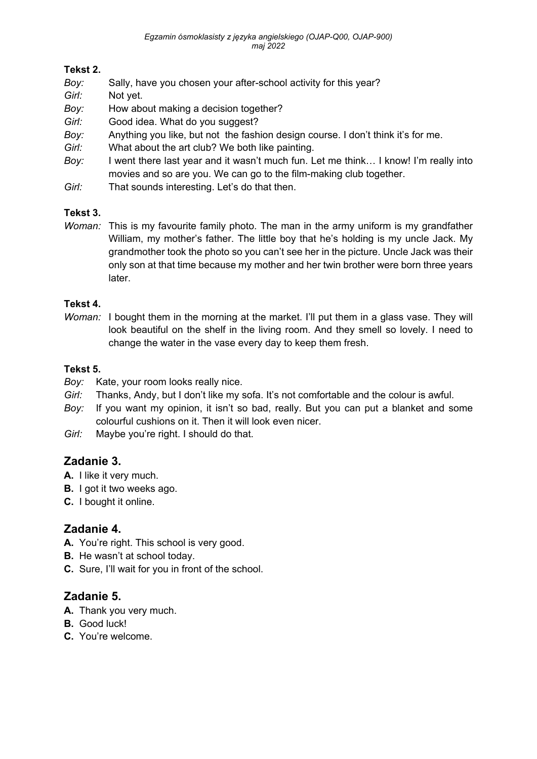**Tekst 2.**

*Boy:* Sally, have you chosen your after-school activity for this year?
*Girl:* Not yet.
*Boy:* How about making a decision together?
*Girl:* Good idea. What do you suggest?
*Boy:* Anything you like, but not the fashion design course. I don't think it's for me.
*Girl:* What about the art club? We both like painting.
*Boy:* I went there last year and it wasn't much fun. Let me think… I know! I'm really into movies and so are you. We can go to the film-making club together.
*Girl:* That sounds interesting. Let's do that then.

**Tekst 3.**

*Woman:* This is my favourite family photo. The man in the army uniform is my grandfather William, my mother's father. The little boy that he's holding is my uncle Jack. My grandmother took the photo so you can't see her in the picture. Uncle Jack was their only son at that time because my mother and her twin brother were born three years later.

**Tekst 4.**

*Woman:* I bought them in the morning at the market. I'll put them in a glass vase. They will look beautiful on the shelf in the living room. And they smell so lovely. I need to change the water in the vase every day to keep them fresh.

**Tekst 5.**

*Boy:* Kate, your room looks really nice.
*Girl:* Thanks, Andy, but I don't like my sofa. It's not comfortable and the colour is awful.
*Boy:* If you want my opinion, it isn't so bad, really. But you can put a blanket and some colourful cushions on it. Then it will look even nicer.
*Girl:* Maybe you're right. I should do that.

## Zadanie 3.

**A.** I like it very much.
**B.** I got it two weeks ago.
**C.** I bought it online.

## Zadanie 4.

**A.** You're right. This school is very good.
**B.** He wasn't at school today.
**C.** Sure, I'll wait for you in front of the school.

## Zadanie 5.

**A.** Thank you very much.
**B.** Good luck!
**C.** You're welcome.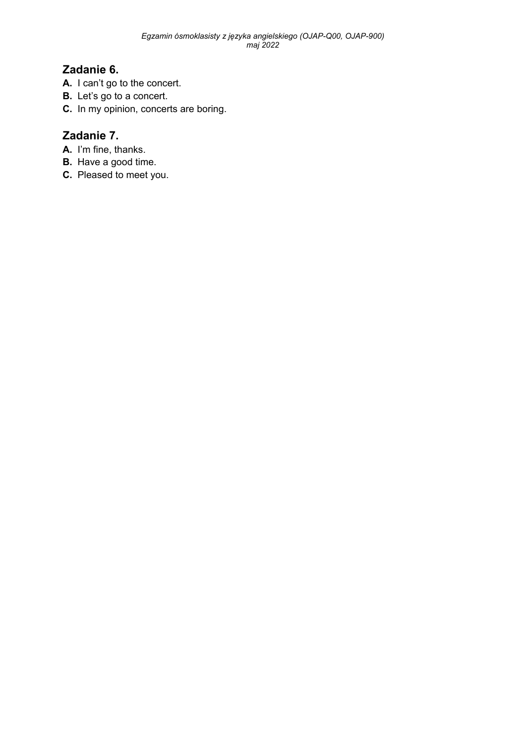## Zadanie 6.

**A.** I can’t go to the concert.
**B.** Let’s go to a concert.
**C.** In my opinion, concerts are boring.

## Zadanie 7.

**A.** I’m fine, thanks.
**B.** Have a good time.
**C.** Pleased to meet you.